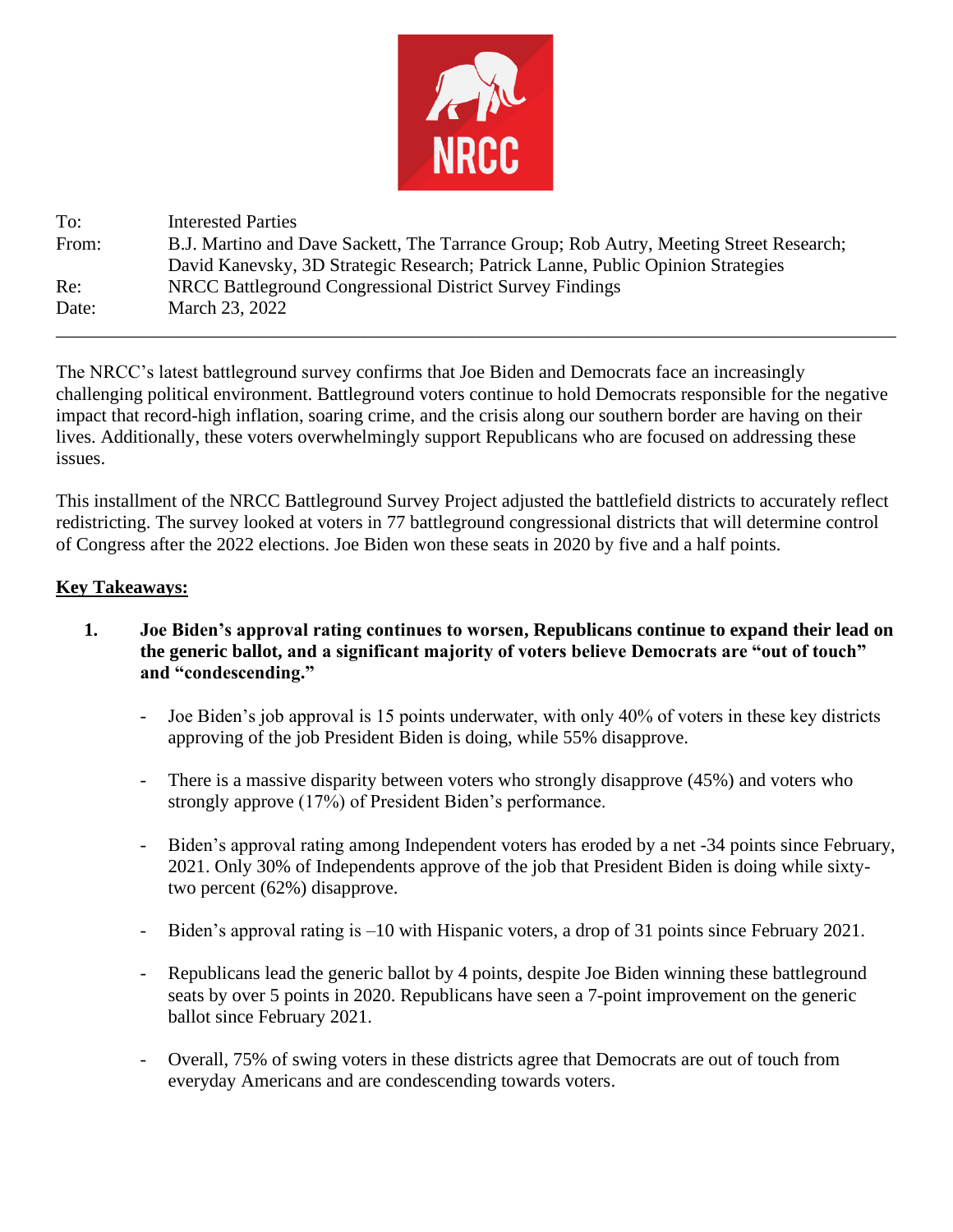NRCC

| | |
|---|---|
| To: | Interested Parties |
| From: | B.J. Martino and Dave Sackett, The Tarrance Group; Rob Autry, Meeting Street Research; David Kanevsky, 3D Strategic Research; Patrick Lanne, Public Opinion Strategies |
| Re: | NRCC Battleground Congressional District Survey Findings |
| Date: | March 23, 2022 |

---

The NRCC's latest battleground survey confirms that Joe Biden and Democrats face an increasingly challenging political environment. Battleground voters continue to hold Democrats responsible for the negative impact that record-high inflation, soaring crime, and the crisis along our southern border are having on their lives. Additionally, these voters overwhelmingly support Republicans who are focused on addressing these issues.

This installment of the NRCC Battleground Survey Project adjusted the battlefield districts to accurately reflect redistricting. The survey looked at voters in 77 battleground congressional districts that will determine control of Congress after the 2022 elections. Joe Biden won these seats in 2020 by five and a half points.

**Key Takeaways:**

1. **Joe Biden's approval rating continues to worsen, Republicans continue to expand their lead on the generic ballot, and a significant majority of voters believe Democrats are "out of touch" and "condescending."**

   - Joe Biden's job approval is 15 points underwater, with only 40% of voters in these key districts approving of the job President Biden is doing, while 55% disapprove.

   - There is a massive disparity between voters who strongly disapprove (45%) and voters who strongly approve (17%) of President Biden's performance.

   - Biden's approval rating among Independent voters has eroded by a net -34 points since February, 2021. Only 30% of Independents approve of the job that President Biden is doing while sixty-two percent (62%) disapprove.

   - Biden's approval rating is –10 with Hispanic voters, a drop of 31 points since February 2021.

   - Republicans lead the generic ballot by 4 points, despite Joe Biden winning these battleground seats by over 5 points in 2020. Republicans have seen a 7-point improvement on the generic ballot since February 2021.

   - Overall, 75% of swing voters in these districts agree that Democrats are out of touch from everyday Americans and are condescending towards voters.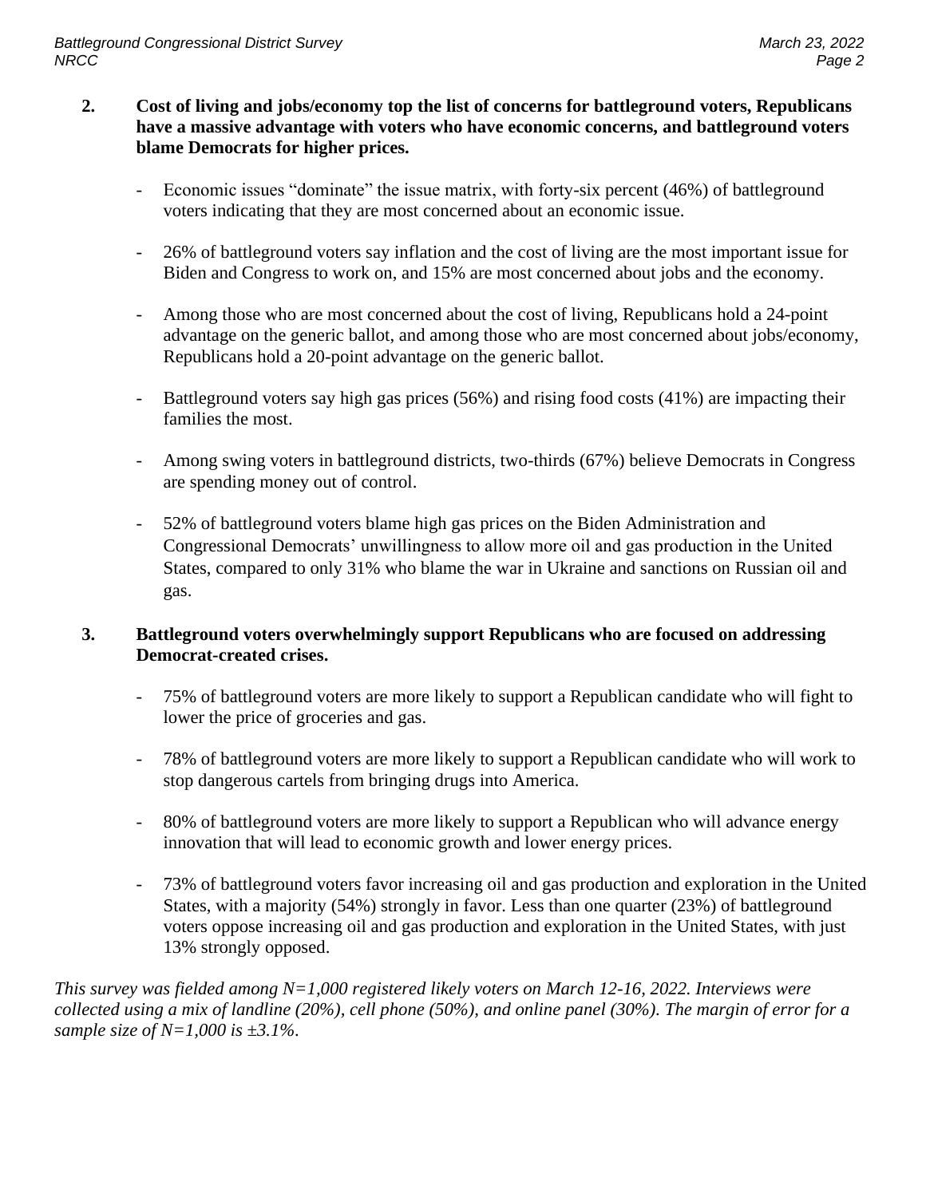2. **Cost of living and jobs/economy top the list of concerns for battleground voters, Republicans have a massive advantage with voters who have economic concerns, and battleground voters blame Democrats for higher prices.**

    - Economic issues "dominate" the issue matrix, with forty-six percent (46%) of battleground voters indicating that they are most concerned about an economic issue.

    - 26% of battleground voters say inflation and the cost of living are the most important issue for Biden and Congress to work on, and 15% are most concerned about jobs and the economy.

    - Among those who are most concerned about the cost of living, Republicans hold a 24-point advantage on the generic ballot, and among those who are most concerned about jobs/economy, Republicans hold a 20-point advantage on the generic ballot.

    - Battleground voters say high gas prices (56%) and rising food costs (41%) are impacting their families the most.

    - Among swing voters in battleground districts, two-thirds (67%) believe Democrats in Congress are spending money out of control.

    - 52% of battleground voters blame high gas prices on the Biden Administration and Congressional Democrats' unwillingness to allow more oil and gas production in the United States, compared to only 31% who blame the war in Ukraine and sanctions on Russian oil and gas.

3. **Battleground voters overwhelmingly support Republicans who are focused on addressing Democrat-created crises.**

    - 75% of battleground voters are more likely to support a Republican candidate who will fight to lower the price of groceries and gas.

    - 78% of battleground voters are more likely to support a Republican candidate who will work to stop dangerous cartels from bringing drugs into America.

    - 80% of battleground voters are more likely to support a Republican who will advance energy innovation that will lead to economic growth and lower energy prices.

    - 73% of battleground voters favor increasing oil and gas production and exploration in the United States, with a majority (54%) strongly in favor. Less than one quarter (23%) of battleground voters oppose increasing oil and gas production and exploration in the United States, with just 13% strongly opposed.

*This survey was fielded among N=1,000 registered likely voters on March 12-16, 2022. Interviews were collected using a mix of landline (20%), cell phone (50%), and online panel (30%). The margin of error for a sample size of N=1,000 is ±3.1%.*